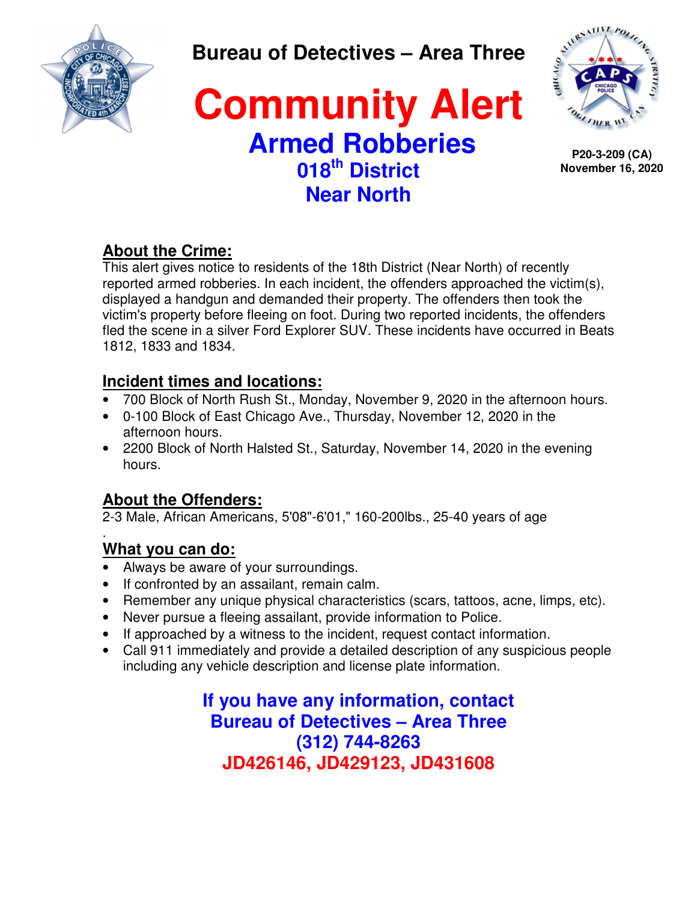**Bureau of Detectives – Area Three**

# Community Alert

## Armed Robberies

### 018th District
### Near North

**P20-3-209 (CA)**
**November 16, 2020**

**About the Crime:**

This alert gives notice to residents of the 18th District (Near North) of recently reported armed robberies. In each incident, the offenders approached the victim(s), displayed a handgun and demanded their property. The offenders then took the victim's property before fleeing on foot. During two reported incidents, the offenders fled the scene in a silver Ford Explorer SUV. These incidents have occurred in Beats 1812, 1833 and 1834.

**Incident times and locations:**

- 700 Block of North Rush St., Monday, November 9, 2020 in the afternoon hours.
- 0-100 Block of East Chicago Ave., Thursday, November 12, 2020 in the afternoon hours.
- 2200 Block of North Halsted St., Saturday, November 14, 2020 in the evening hours.

**About the Offenders:**

2-3 Male, African Americans, 5'08"-6'01," 160-200lbs., 25-40 years of age

.

**What you can do:**

- Always be aware of your surroundings.
- If confronted by an assailant, remain calm.
- Remember any unique physical characteristics (scars, tattoos, acne, limps, etc).
- Never pursue a fleeing assailant, provide information to Police.
- If approached by a witness to the incident, request contact information.
- Call 911 immediately and provide a detailed description of any suspicious people including any vehicle description and license plate information.

**If you have any information, contact**
**Bureau of Detectives – Area Three**
**(312) 744-8263**
**JD426146, JD429123, JD431608**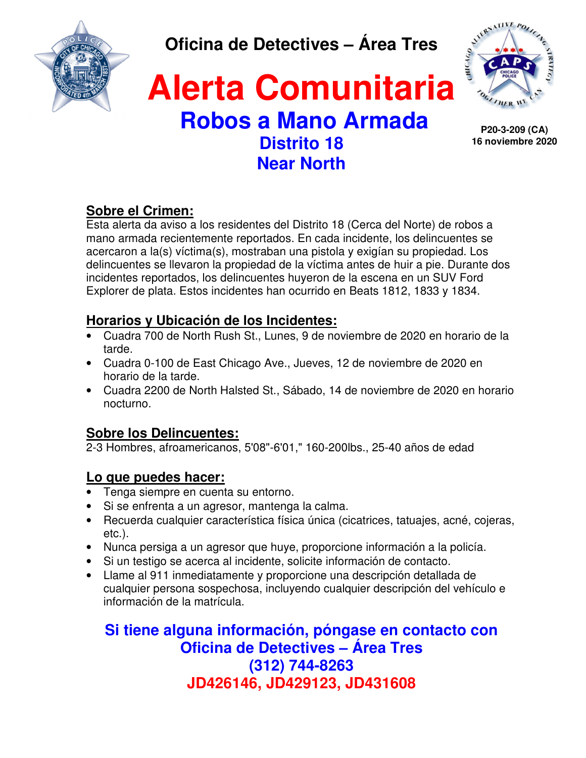# Oficina de Detectives – Área Tres

# Alerta Comunitaria

## Robos a Mano Armada

### Distrito 18

### Near North

**P20-3-209 (CA)**
**16 noviembre 2020**

**Sobre el Crimen:**

Esta alerta da aviso a los residentes del Distrito 18 (Cerca del Norte) de robos a mano armada recientemente reportados. En cada incidente, los delincuentes se acercaron a la(s) víctima(s), mostraban una pistola y exigían su propiedad. Los delincuentes se llevaron la propiedad de la víctima antes de huir a pie. Durante dos incidentes reportados, los delincuentes huyeron de la escena en un SUV Ford Explorer de plata. Estos incidentes han ocurrido en Beats 1812, 1833 y 1834.

**Horarios y Ubicación de los Incidentes:**

- Cuadra 700 de North Rush St., Lunes, 9 de noviembre de 2020 en horario de la tarde.
- Cuadra 0-100 de East Chicago Ave., Jueves, 12 de noviembre de 2020 en horario de la tarde.
- Cuadra 2200 de North Halsted St., Sábado, 14 de noviembre de 2020 en horario nocturno.

**Sobre los Delincuentes:**

2-3 Hombres, afroamericanos, 5'08"-6'01," 160-200lbs., 25-40 años de edad

**Lo que puedes hacer:**

- Tenga siempre en cuenta su entorno.
- Si se enfrenta a un agresor, mantenga la calma.
- Recuerda cualquier característica física única (cicatrices, tatuajes, acné, cojeras, etc.).
- Nunca persiga a un agresor que huye, proporcione información a la policía.
- Si un testigo se acerca al incidente, solicite información de contacto.
- Llame al 911 inmediatamente y proporcione una descripción detallada de cualquier persona sospechosa, incluyendo cualquier descripción del vehículo e información de la matrícula.

**Si tiene alguna información, póngase en contacto con Oficina de Detectives – Área Tres**
**(312) 744-8263**
**JD426146, JD429123, JD431608**